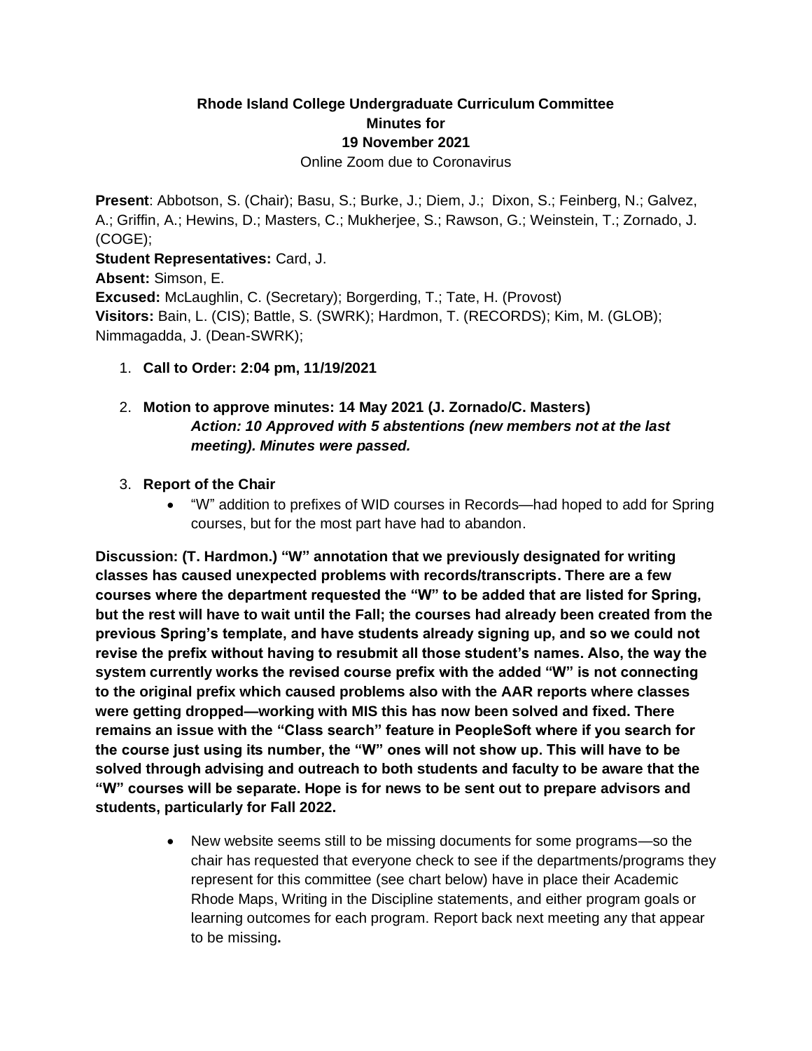**Rhode Island College Undergraduate Curriculum Committee**
**Minutes for**
**19 November 2021**
Online Zoom due to Coronavirus

**Present**: Abbotson, S. (Chair); Basu, S.; Burke, J.; Diem, J.; Dixon, S.; Feinberg, N.; Galvez, A.; Griffin, A.; Hewins, D.; Masters, C.; Mukherjee, S.; Rawson, G.; Weinstein, T.; Zornado, J. (COGE);
**Student Representatives:** Card, J.
**Absent:** Simson, E.
**Excused:** McLaughlin, C. (Secretary); Borgerding, T.; Tate, H. (Provost)
**Visitors:** Bain, L. (CIS); Battle, S. (SWRK); Hardmon, T. (RECORDS); Kim, M. (GLOB); Nimmagadda, J. (Dean-SWRK);

1. **Call to Order: 2:04 pm, 11/19/2021**

2. **Motion to approve minutes: 14 May 2021 (J. Zornado/C. Masters)**
   ***Action: 10 Approved with 5 abstentions (new members not at the last meeting). Minutes were passed.***

3. **Report of the Chair**
   - "W" addition to prefixes of WID courses in Records—had hoped to add for Spring courses, but for the most part have had to abandon.

**Discussion: (T. Hardmon.) "W" annotation that we previously designated for writing classes has caused unexpected problems with records/transcripts. There are a few courses where the department requested the "W" to be added that are listed for Spring, but the rest will have to wait until the Fall; the courses had already been created from the previous Spring's template, and have students already signing up, and so we could not revise the prefix without having to resubmit all those student's names. Also, the way the system currently works the revised course prefix with the added "W" is not connecting to the original prefix which caused problems also with the AAR reports where classes were getting dropped—working with MIS this has now been solved and fixed. There remains an issue with the "Class search" feature in PeopleSoft where if you search for the course just using its number, the "W" ones will not show up. This will have to be solved through advising and outreach to both students and faculty to be aware that the "W" courses will be separate. Hope is for news to be sent out to prepare advisors and students, particularly for Fall 2022.**

   - New website seems still to be missing documents for some programs—so the chair has requested that everyone check to see if the departments/programs they represent for this committee (see chart below) have in place their Academic Rhode Maps, Writing in the Discipline statements, and either program goals or learning outcomes for each program. Report back next meeting any that appear to be missing**.**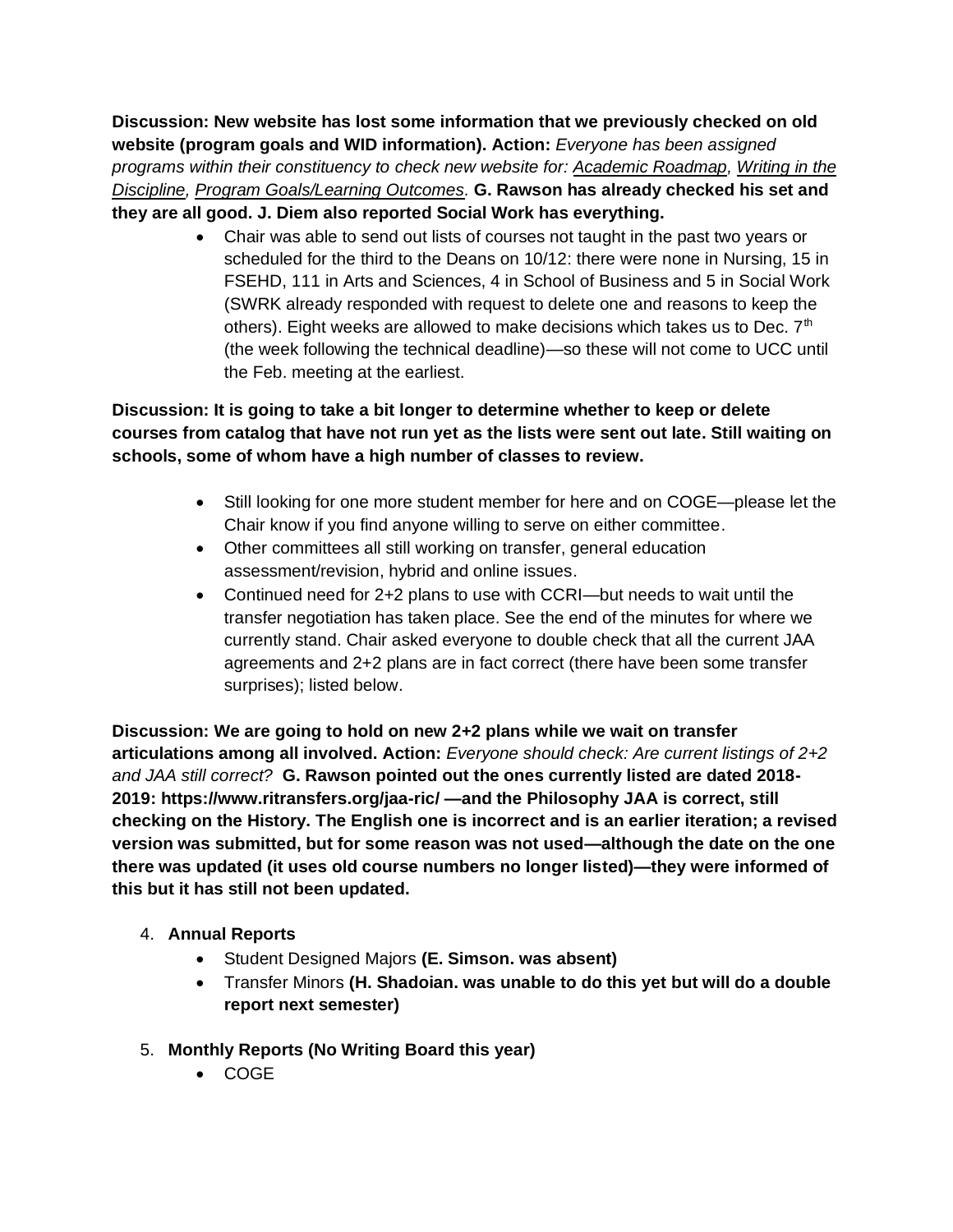**Discussion: New website has lost some information that we previously checked on old website (program goals and WID information). Action:** *Everyone has been assigned programs within their constituency to check new website for: Academic Roadmap, Writing in the Discipline, Program Goals/Learning Outcomes.* **G. Rawson has already checked his set and they are all good. J. Diem also reported Social Work has everything.**

- Chair was able to send out lists of courses not taught in the past two years or scheduled for the third to the Deans on 10/12: there were none in Nursing, 15 in FSEHD, 111 in Arts and Sciences, 4 in School of Business and 5 in Social Work (SWRK already responded with request to delete one and reasons to keep the others). Eight weeks are allowed to make decisions which takes us to Dec. 7th (the week following the technical deadline)—so these will not come to UCC until the Feb. meeting at the earliest.

**Discussion: It is going to take a bit longer to determine whether to keep or delete courses from catalog that have not run yet as the lists were sent out late. Still waiting on schools, some of whom have a high number of classes to review.**

- Still looking for one more student member for here and on COGE—please let the Chair know if you find anyone willing to serve on either committee.
- Other committees all still working on transfer, general education assessment/revision, hybrid and online issues.
- Continued need for 2+2 plans to use with CCRI—but needs to wait until the transfer negotiation has taken place. See the end of the minutes for where we currently stand. Chair asked everyone to double check that all the current JAA agreements and 2+2 plans are in fact correct (there have been some transfer surprises); listed below.

**Discussion: We are going to hold on new 2+2 plans while we wait on transfer articulations among all involved. Action:** *Everyone should check: Are current listings of 2+2 and JAA still correct?* **G. Rawson pointed out the ones currently listed are dated 2018-2019: https://www.ritransfers.org/jaa-ric/ —and the Philosophy JAA is correct, still checking on the History. The English one is incorrect and is an earlier iteration; a revised version was submitted, but for some reason was not used—although the date on the one there was updated (it uses old course numbers no longer listed)—they were informed of this but it has still not been updated.**

4. **Annual Reports**
   - Student Designed Majors **(E. Simson. was absent)**
   - Transfer Minors **(H. Shadoian. was unable to do this yet but will do a double report next semester)**

5. **Monthly Reports (No Writing Board this year)**
   - COGE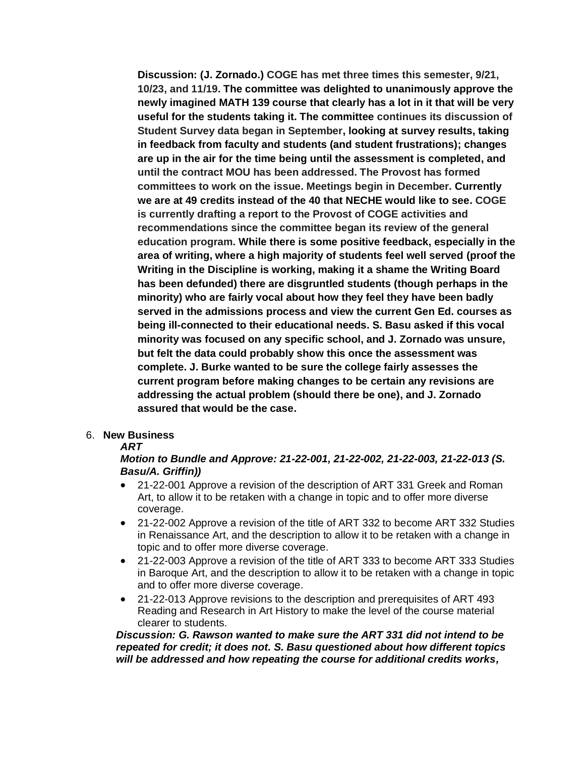**Discussion: (J. Zornado.) COGE has met three times this semester, 9/21, 10/23, and 11/19. The committee was delighted to unanimously approve the newly imagined MATH 139 course that clearly has a lot in it that will be very useful for the students taking it. The committee continues its discussion of Student Survey data began in September, looking at survey results, taking in feedback from faculty and students (and student frustrations); changes are up in the air for the time being until the assessment is completed, and until the contract MOU has been addressed. The Provost has formed committees to work on the issue. Meetings begin in December. Currently we are at 49 credits instead of the 40 that NECHE would like to see. COGE is currently drafting a report to the Provost of COGE activities and recommendations since the committee began its review of the general education program. While there is some positive feedback, especially in the area of writing, where a high majority of students feel well served (proof the Writing in the Discipline is working, making it a shame the Writing Board has been defunded) there are disgruntled students (though perhaps in the minority) who are fairly vocal about how they feel they have been badly served in the admissions process and view the current Gen Ed. courses as being ill-connected to their educational needs. S. Basu asked if this vocal minority was focused on any specific school, and J. Zornado was unsure, but felt the data could probably show this once the assessment was complete. J. Burke wanted to be sure the college fairly assesses the current program before making changes to be certain any revisions are addressing the actual problem (should there be one), and J. Zornado assured that would be the case.**

6. **New Business**

***ART***

***Motion to Bundle and Approve: 21-22-001, 21-22-002, 21-22-003, 21-22-013 (S. Basu/A. Griffin))***

- 21-22-001 Approve a revision of the description of ART 331 Greek and Roman Art, to allow it to be retaken with a change in topic and to offer more diverse coverage.
- 21-22-002 Approve a revision of the title of ART 332 to become ART 332 Studies in Renaissance Art, and the description to allow it to be retaken with a change in topic and to offer more diverse coverage.
- 21-22-003 Approve a revision of the title of ART 333 to become ART 333 Studies in Baroque Art, and the description to allow it to be retaken with a change in topic and to offer more diverse coverage.
- 21-22-013 Approve revisions to the description and prerequisites of ART 493 Reading and Research in Art History to make the level of the course material clearer to students.

***Discussion: G. Rawson wanted to make sure the ART 331 did not intend to be repeated for credit; it does not. S. Basu questioned about how different topics will be addressed and how repeating the course for additional credits works,***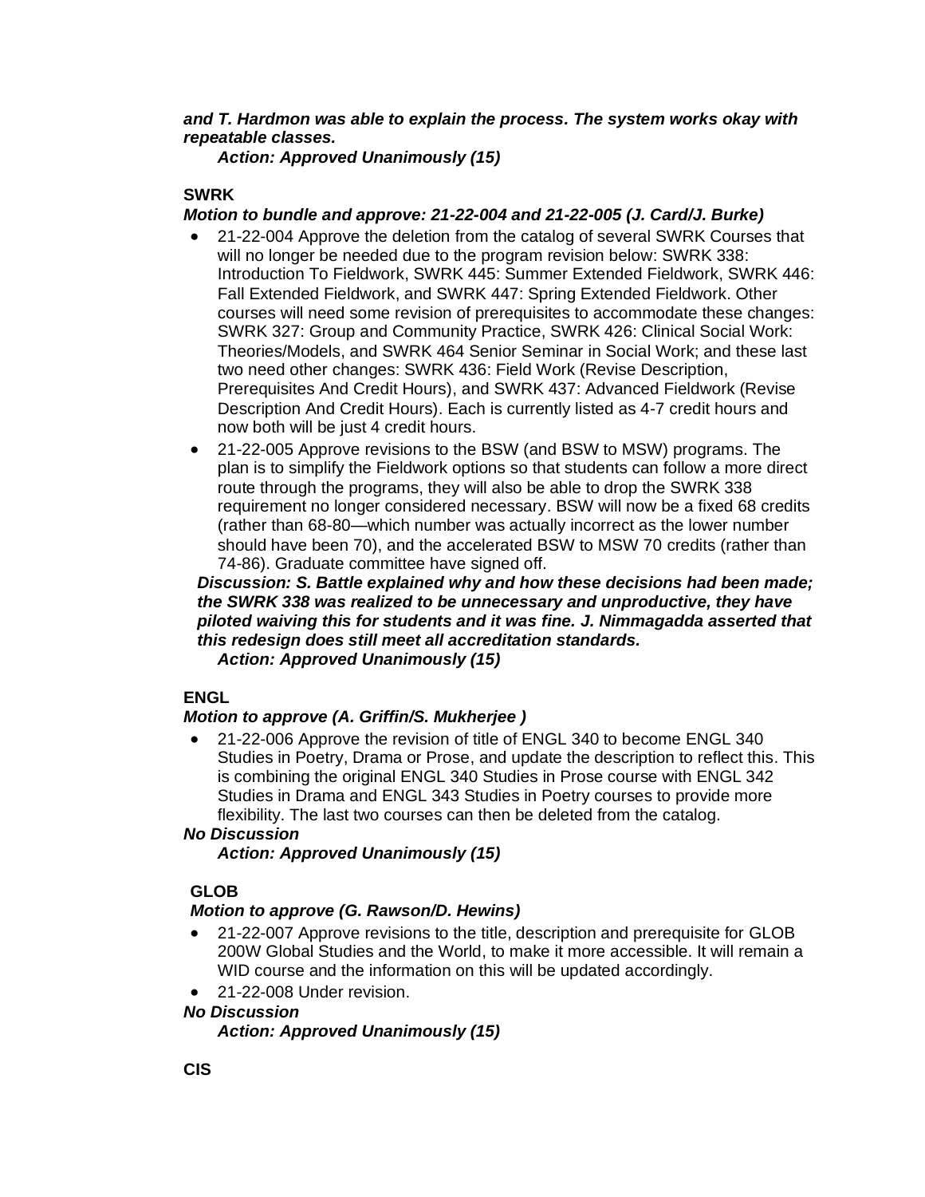***and T. Hardmon was able to explain the process. The system works okay with repeatable classes.***

***Action: Approved Unanimously (15)***

**SWRK**

***Motion to bundle and approve: 21-22-004 and 21-22-005 (J. Card/J. Burke)***

- 21-22-004 Approve the deletion from the catalog of several SWRK Courses that will no longer be needed due to the program revision below: SWRK 338: Introduction To Fieldwork, SWRK 445: Summer Extended Fieldwork, SWRK 446: Fall Extended Fieldwork, and SWRK 447: Spring Extended Fieldwork. Other courses will need some revision of prerequisites to accommodate these changes: SWRK 327: Group and Community Practice, SWRK 426: Clinical Social Work: Theories/Models, and SWRK 464 Senior Seminar in Social Work; and these last two need other changes: SWRK 436: Field Work (Revise Description, Prerequisites And Credit Hours), and SWRK 437: Advanced Fieldwork (Revise Description And Credit Hours). Each is currently listed as 4-7 credit hours and now both will be just 4 credit hours.
- 21-22-005 Approve revisions to the BSW (and BSW to MSW) programs. The plan is to simplify the Fieldwork options so that students can follow a more direct route through the programs, they will also be able to drop the SWRK 338 requirement no longer considered necessary. BSW will now be a fixed 68 credits (rather than 68-80—which number was actually incorrect as the lower number should have been 70), and the accelerated BSW to MSW 70 credits (rather than 74-86). Graduate committee have signed off.

***Discussion: S. Battle explained why and how these decisions had been made; the SWRK 338 was realized to be unnecessary and unproductive, they have piloted waiving this for students and it was fine. J. Nimmagadda asserted that this redesign does still meet all accreditation standards.***

***Action: Approved Unanimously (15)***

**ENGL**

***Motion to approve (A. Griffin/S. Mukherjee )***

- 21-22-006 Approve the revision of title of ENGL 340 to become ENGL 340 Studies in Poetry, Drama or Prose, and update the description to reflect this. This is combining the original ENGL 340 Studies in Prose course with ENGL 342 Studies in Drama and ENGL 343 Studies in Poetry courses to provide more flexibility. The last two courses can then be deleted from the catalog.

***No Discussion***

***Action: Approved Unanimously (15)***

**GLOB**

***Motion to approve (G. Rawson/D. Hewins)***

- 21-22-007 Approve revisions to the title, description and prerequisite for GLOB 200W Global Studies and the World, to make it more accessible. It will remain a WID course and the information on this will be updated accordingly.
- 21-22-008 Under revision.

***No Discussion***

***Action: Approved Unanimously (15)***

**CIS**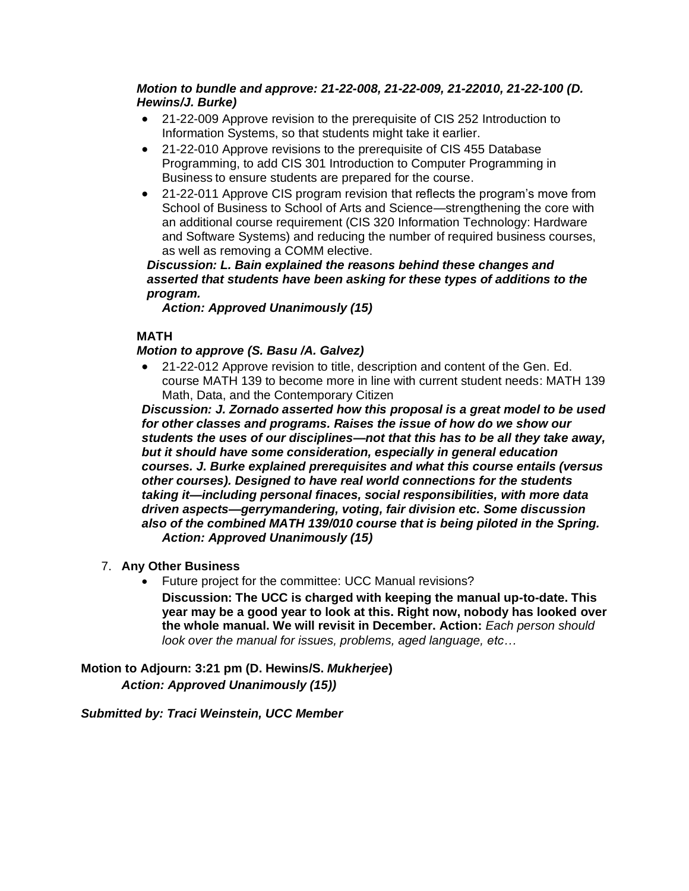***Motion to bundle and approve: 21-22-008, 21-22-009, 21-22010, 21-22-100 (D. Hewins/J. Burke)***

- 21-22-009 Approve revision to the prerequisite of CIS 252 Introduction to Information Systems, so that students might take it earlier.
- 21-22-010 Approve revisions to the prerequisite of CIS 455 Database Programming, to add CIS 301 Introduction to Computer Programming in Business to ensure students are prepared for the course.
- 21-22-011 Approve CIS program revision that reflects the program's move from School of Business to School of Arts and Science—strengthening the core with an additional course requirement (CIS 320 Information Technology: Hardware and Software Systems) and reducing the number of required business courses, as well as removing a COMM elective.

***Discussion: L. Bain explained the reasons behind these changes and asserted that students have been asking for these types of additions to the program.***

***Action: Approved Unanimously (15)***

**MATH**

***Motion to approve (S. Basu /A. Galvez)***

- 21-22-012 Approve revision to title, description and content of the Gen. Ed. course MATH 139 to become more in line with current student needs: MATH 139 Math, Data, and the Contemporary Citizen

***Discussion: J. Zornado asserted how this proposal is a great model to be used for other classes and programs. Raises the issue of how do we show our students the uses of our disciplines—not that this has to be all they take away, but it should have some consideration, especially in general education courses. J. Burke explained prerequisites and what this course entails (versus other courses). Designed to have real world connections for the students taking it—including personal finaces, social responsibilities, with more data driven aspects—gerrymandering, voting, fair division etc. Some discussion also of the combined MATH 139/010 course that is being piloted in the Spring.***

***Action: Approved Unanimously (15)***

7. **Any Other Business**
   - Future project for the committee: UCC Manual revisions?

     **Discussion: The UCC is charged with keeping the manual up-to-date. This year may be a good year to look at this. Right now, nobody has looked over the whole manual. We will revisit in December. Action:** *Each person should look over the manual for issues, problems, aged language, etc…*

**Motion to Adjourn: 3:21 pm (D. Hewins/S. *Mukherjee*)**

***Action: Approved Unanimously (15))***

***Submitted by: Traci Weinstein, UCC Member***